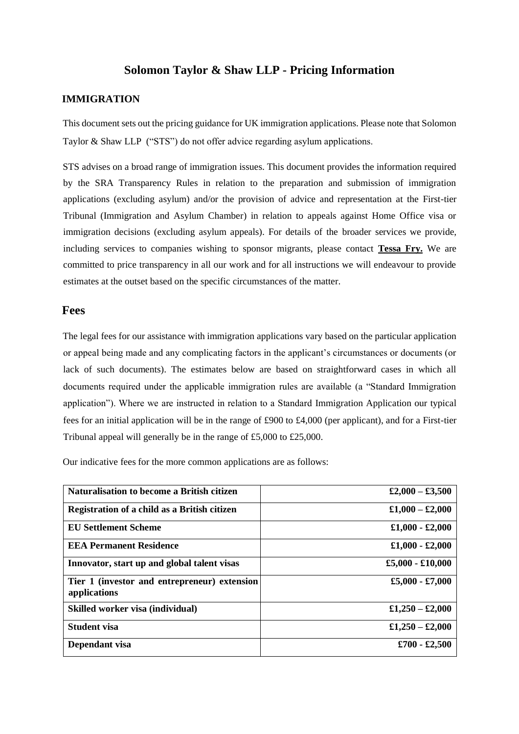# Solomon Taylor & Shaw LLP - Pricing Information

## IMMIGRATION

This document sets out the pricing guidance for UK immigration applications. Please note that Solomon Taylor & Shaw LLP ("STS") do not offer advice regarding asylum applications.

STS advises on a broad range of immigration issues. This document provides the information required by the SRA Transparency Rules in relation to the preparation and submission of immigration applications (excluding asylum) and/or the provision of advice and representation at the First-tier Tribunal (Immigration and Asylum Chamber) in relation to appeals against Home Office visa or immigration decisions (excluding asylum appeals). For details of the broader services we provide, including services to companies wishing to sponsor migrants, please contact **Tessa Fry.** We are committed to price transparency in all our work and for all instructions we will endeavour to provide estimates at the outset based on the specific circumstances of the matter.

## Fees

The legal fees for our assistance with immigration applications vary based on the particular application or appeal being made and any complicating factors in the applicant's circumstances or documents (or lack of such documents). The estimates below are based on straightforward cases in which all documents required under the applicable immigration rules are available (a "Standard Immigration application"). Where we are instructed in relation to a Standard Immigration Application our typical fees for an initial application will be in the range of £900 to £4,000 (per applicant), and for a First-tier Tribunal appeal will generally be in the range of £5,000 to £25,000.

Our indicative fees for the more common applications are as follows:

| Application | Fee |
|---|---:|
| **Naturalisation to become a British citizen** | **£2,000 – £3,500** |
| **Registration of a child as a British citizen** | **£1,000 – £2,000** |
| **EU Settlement Scheme** | **£1,000 - £2,000** |
| **EEA Permanent Residence** | **£1,000 - £2,000** |
| **Innovator, start up and global talent visas** | **£5,000 - £10,000** |
| **Tier 1 (investor and entrepreneur) extension applications** | **£5,000 - £7,000** |
| **Skilled worker visa (individual)** | **£1,250 – £2,000** |
| **Student visa** | **£1,250 – £2,000** |
| **Dependant visa** | **£700 - £2,500** |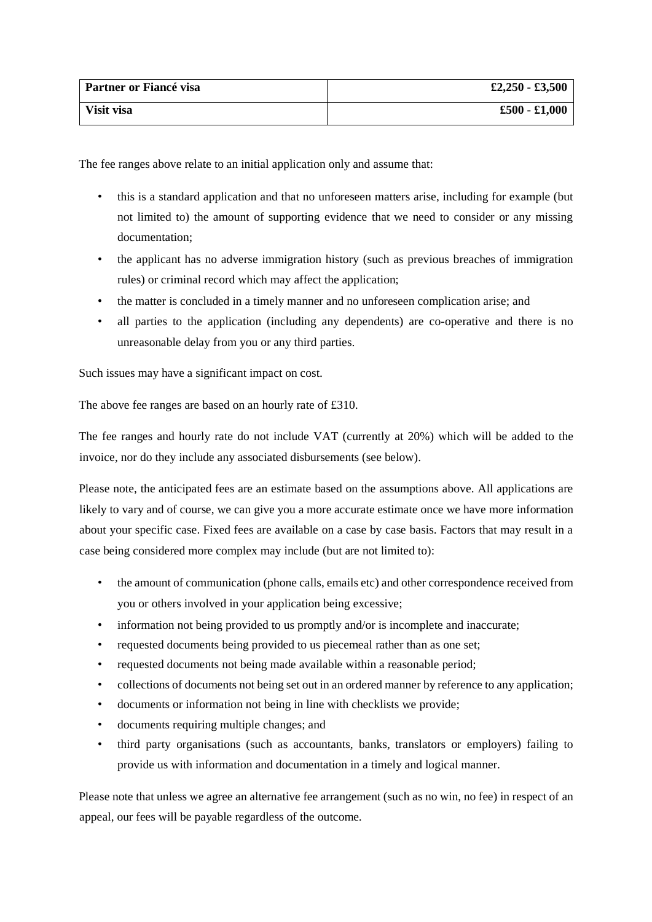| **Partner or Fiancé visa** | **£2,250 - £3,500** |
|---|---|
| **Visit visa** | **£500 - £1,000** |

The fee ranges above relate to an initial application only and assume that:

- this is a standard application and that no unforeseen matters arise, including for example (but not limited to) the amount of supporting evidence that we need to consider or any missing documentation;
- the applicant has no adverse immigration history (such as previous breaches of immigration rules) or criminal record which may affect the application;
- the matter is concluded in a timely manner and no unforeseen complication arise; and
- all parties to the application (including any dependents) are co-operative and there is no unreasonable delay from you or any third parties.

Such issues may have a significant impact on cost.

The above fee ranges are based on an hourly rate of £310.

The fee ranges and hourly rate do not include VAT (currently at 20%) which will be added to the invoice, nor do they include any associated disbursements (see below).

Please note, the anticipated fees are an estimate based on the assumptions above. All applications are likely to vary and of course, we can give you a more accurate estimate once we have more information about your specific case. Fixed fees are available on a case by case basis. Factors that may result in a case being considered more complex may include (but are not limited to):

- the amount of communication (phone calls, emails etc) and other correspondence received from you or others involved in your application being excessive;
- information not being provided to us promptly and/or is incomplete and inaccurate;
- requested documents being provided to us piecemeal rather than as one set;
- requested documents not being made available within a reasonable period;
- collections of documents not being set out in an ordered manner by reference to any application;
- documents or information not being in line with checklists we provide;
- documents requiring multiple changes; and
- third party organisations (such as accountants, banks, translators or employers) failing to provide us with information and documentation in a timely and logical manner.

Please note that unless we agree an alternative fee arrangement (such as no win, no fee) in respect of an appeal, our fees will be payable regardless of the outcome.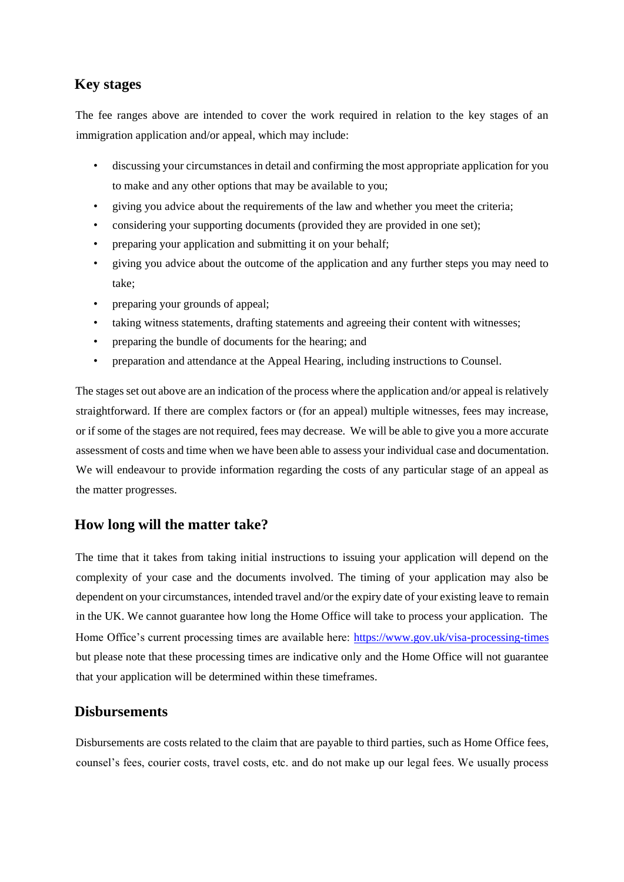## Key stages

The fee ranges above are intended to cover the work required in relation to the key stages of an immigration application and/or appeal, which may include:

- discussing your circumstances in detail and confirming the most appropriate application for you to make and any other options that may be available to you;
- giving you advice about the requirements of the law and whether you meet the criteria;
- considering your supporting documents (provided they are provided in one set);
- preparing your application and submitting it on your behalf;
- giving you advice about the outcome of the application and any further steps you may need to take;
- preparing your grounds of appeal;
- taking witness statements, drafting statements and agreeing their content with witnesses;
- preparing the bundle of documents for the hearing; and
- preparation and attendance at the Appeal Hearing, including instructions to Counsel.

The stages set out above are an indication of the process where the application and/or appeal is relatively straightforward. If there are complex factors or (for an appeal) multiple witnesses, fees may increase, or if some of the stages are not required, fees may decrease. We will be able to give you a more accurate assessment of costs and time when we have been able to assess your individual case and documentation. We will endeavour to provide information regarding the costs of any particular stage of an appeal as the matter progresses.

## How long will the matter take?

The time that it takes from taking initial instructions to issuing your application will depend on the complexity of your case and the documents involved. The timing of your application may also be dependent on your circumstances, intended travel and/or the expiry date of your existing leave to remain in the UK. We cannot guarantee how long the Home Office will take to process your application. The Home Office's current processing times are available here: [https://www.gov.uk/visa-processing-times](https://www.gov.uk/visa-processing-times) but please note that these processing times are indicative only and the Home Office will not guarantee that your application will be determined within these timeframes.

## Disbursements

Disbursements are costs related to the claim that are payable to third parties, such as Home Office fees, counsel's fees, courier costs, travel costs, etc. and do not make up our legal fees. We usually process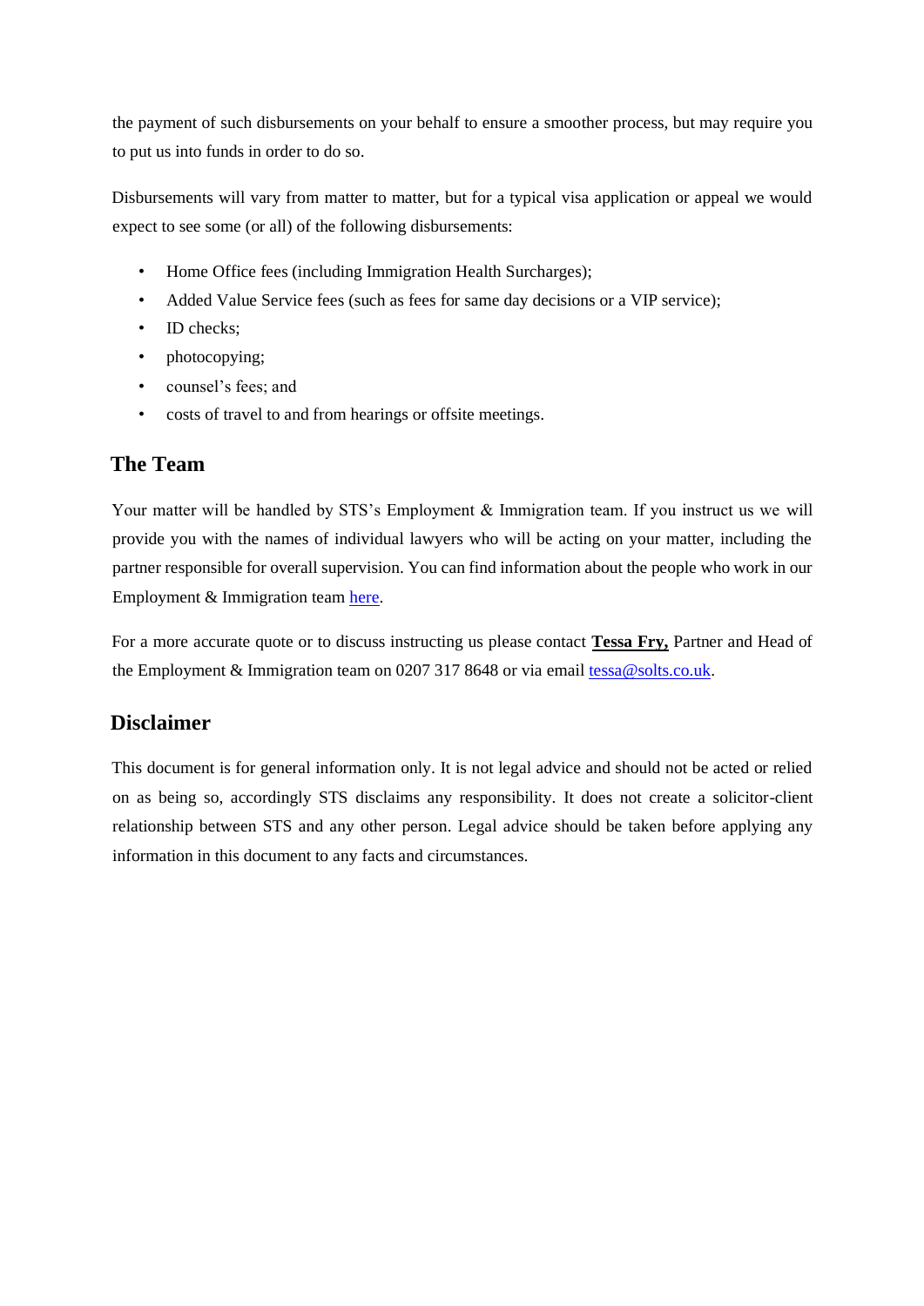the payment of such disbursements on your behalf to ensure a smoother process, but may require you to put us into funds in order to do so.

Disbursements will vary from matter to matter, but for a typical visa application or appeal we would expect to see some (or all) of the following disbursements:

- Home Office fees (including Immigration Health Surcharges);
- Added Value Service fees (such as fees for same day decisions or a VIP service);
- ID checks;
- photocopying;
- counsel's fees; and
- costs of travel to and from hearings or offsite meetings.

## The Team

Your matter will be handled by STS's Employment & Immigration team. If you instruct us we will provide you with the names of individual lawyers who will be acting on your matter, including the partner responsible for overall supervision. You can find information about the people who work in our Employment & Immigration team here.

For a more accurate quote or to discuss instructing us please contact **Tessa Fry,** Partner and Head of the Employment & Immigration team on 0207 317 8648 or via email tessa@solts.co.uk.

## Disclaimer

This document is for general information only. It is not legal advice and should not be acted or relied on as being so, accordingly STS disclaims any responsibility. It does not create a solicitor-client relationship between STS and any other person. Legal advice should be taken before applying any information in this document to any facts and circumstances.